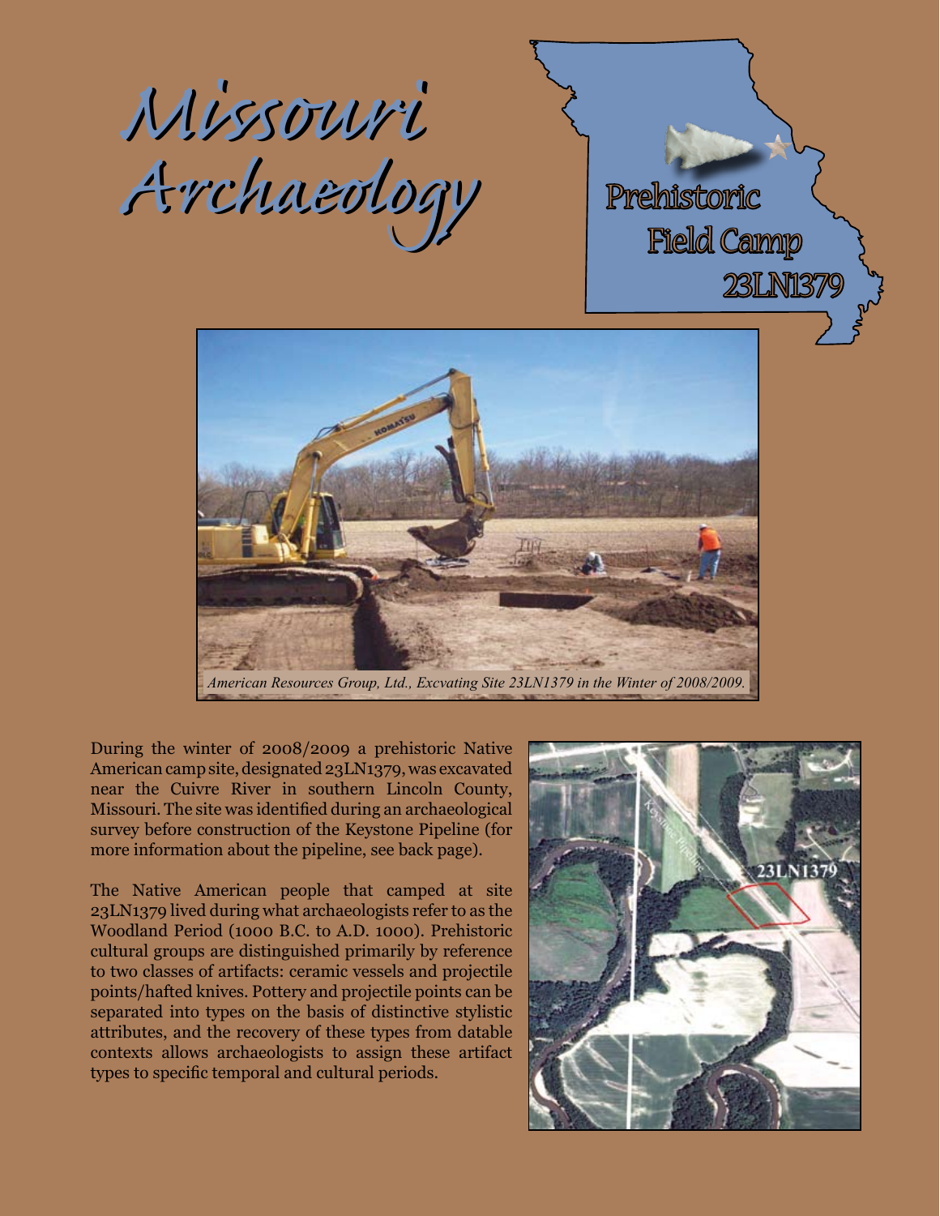# Missouri Archaeology

## Prehistoric Field Camp 23LN1379

*American Resources Group, Ltd., Excvating Site 23LN1379 in the Winter of 2008/2009.*

During the winter of 2008/2009 a prehistoric Native American camp site, designated 23LN1379, was excavated near the Cuivre River in southern Lincoln County, Missouri. The site was identified during an archaeological survey before construction of the Keystone Pipeline (for more information about the pipeline, see back page).

The Native American people that camped at site 23LN1379 lived during what archaeologists refer to as the Woodland Period (1000 B.C. to A.D. 1000). Prehistoric cultural groups are distinguished primarily by reference to two classes of artifacts: ceramic vessels and projectile points/hafted knives. Pottery and projectile points can be separated into types on the basis of distinctive stylistic attributes, and the recovery of these types from datable contexts allows archaeologists to assign these artifact types to specific temporal and cultural periods.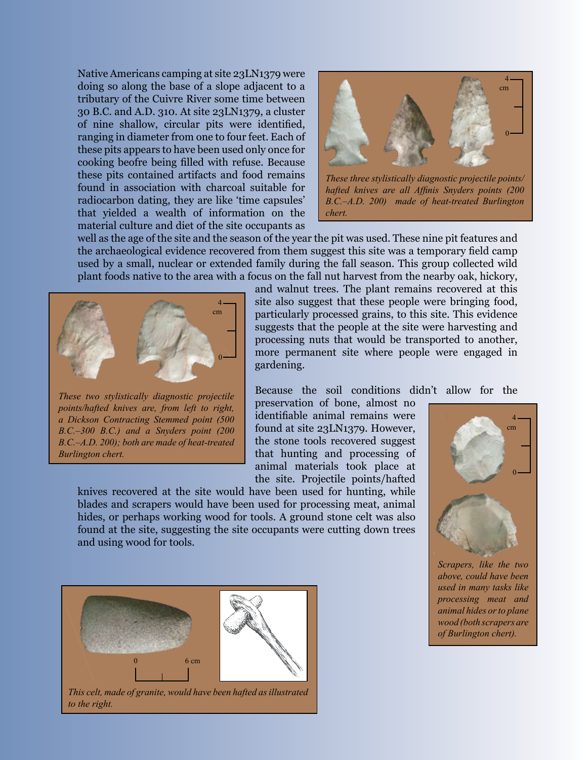Native Americans camping at site 23LN1379 were doing so along the base of a slope adjacent to a tributary of the Cuivre River some time between 30 B.C. and A.D. 310. At site 23LN1379, a cluster of nine shallow, circular pits were identified, ranging in diameter from one to four feet. Each of these pits appears to have been used only once for cooking beofre being filled with refuse. Because these pits contained artifacts and food remains found in association with charcoal suitable for radiocarbon dating, they are like 'time capsules' that yielded a wealth of information on the material culture and diet of the site occupants as well as the age of the site and the season of the year the pit was used. These nine pit features and the archaeological evidence recovered from them suggest this site was a temporary field camp used by a small, nuclear or extended family during the fall season. This group collected wild plant foods native to the area with a focus on the fall nut harvest from the nearby oak, hickory, and walnut trees. The plant remains recovered at this site also suggest that these people were bringing food, particularly processed grains, to this site. This evidence suggests that the people at the site were harvesting and processing nuts that would be transported to another, more permanent site where people were engaged in gardening.

*These three stylistically diagnostic projectile points/hafted knives are all Affinis Snyders points (200 B.C.–A.D. 200) made of heat-treated Burlington chert.*

*These two stylistically diagnostic projectile points/hafted knives are, from left to right, a Dickson Contracting Stemmed point (500 B.C.–300 B.C.) and a Snyders point (200 B.C.–A.D. 200); both are made of heat-treated Burlington chert.*

Because the soil conditions didn't allow for the preservation of bone, almost no identifiable animal remains were found at site 23LN1379. However, the stone tools recovered suggest that hunting and processing of animal materials took place at the site. Projectile points/hafted knives recovered at the site would have been used for hunting, while blades and scrapers would have been used for processing meat, animal hides, or perhaps working wood for tools. A ground stone celt was also found at the site, suggesting the site occupants were cutting down trees and using wood for tools.

*Scrapers, like the two above, could have been used in many tasks like processing meat and animal hides or to plane wood (both scrapers are of Burlington chert).*

*This celt, made of granite, would have been hafted as illustrated to the right.*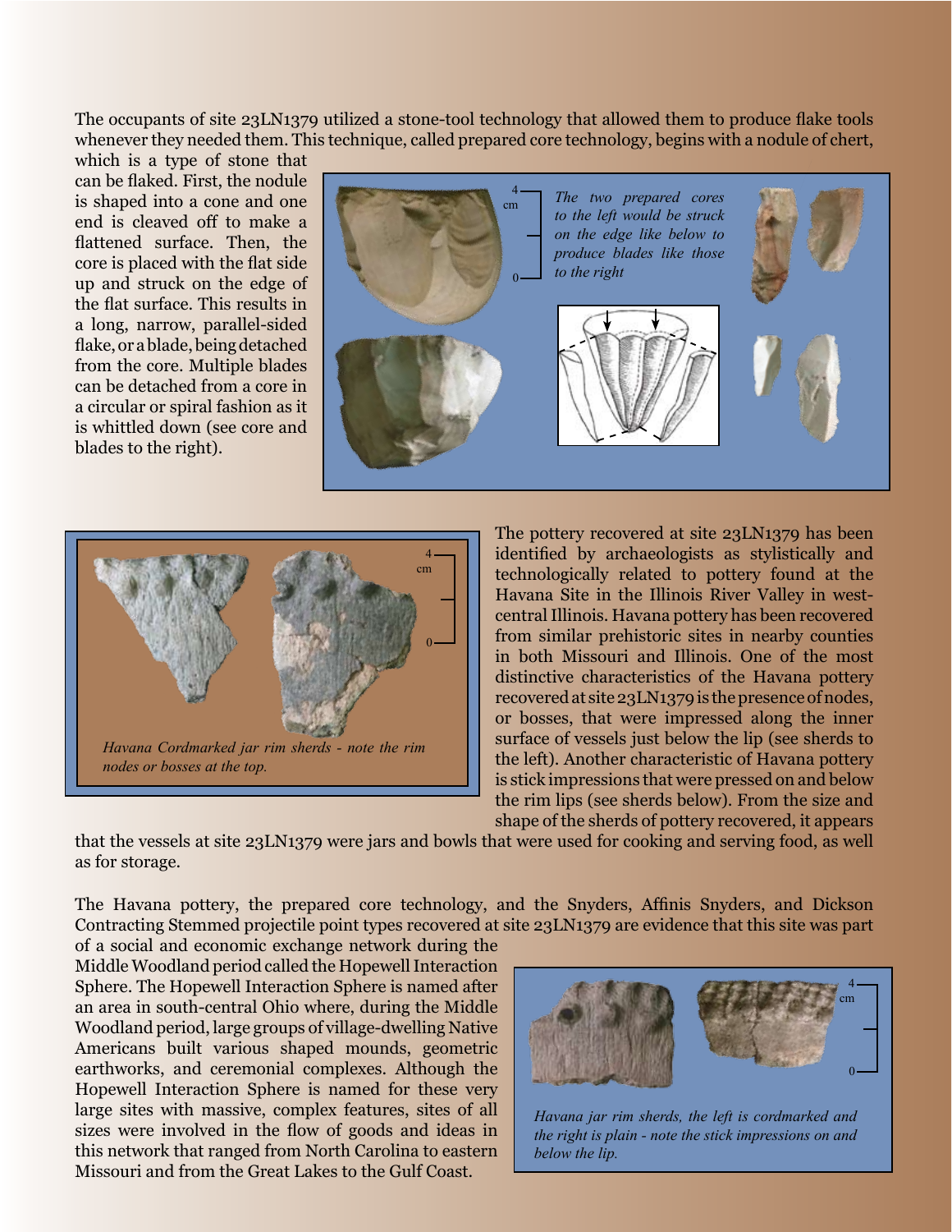The occupants of site 23LN1379 utilized a stone-tool technology that allowed them to produce flake tools whenever they needed them. This technique, called prepared core technology, begins with a nodule of chert, which is a type of stone that can be flaked. First, the nodule is shaped into a cone and one end is cleaved off to make a flattened surface. Then, the core is placed with the flat side up and struck on the edge of the flat surface. This results in a long, narrow, parallel-sided flake, or a blade, being detached from the core. Multiple blades can be detached from a core in a circular or spiral fashion as it is whittled down (see core and blades to the right).

*The two prepared cores to the left would be struck on the edge like below to produce blades like those to the right*

*Havana Cordmarked jar rim sherds - note the rim nodes or bosses at the top.*

The pottery recovered at site 23LN1379 has been identified by archaeologists as stylistically and technologically related to pottery found at the Havana Site in the Illinois River Valley in west-central Illinois. Havana pottery has been recovered from similar prehistoric sites in nearby counties in both Missouri and Illinois. One of the most distinctive characteristics of the Havana pottery recovered at site 23LN1379 is the presence of nodes, or bosses, that were impressed along the inner surface of vessels just below the lip (see sherds to the left). Another characteristic of Havana pottery is stick impressions that were pressed on and below the rim lips (see sherds below). From the size and shape of the sherds of pottery recovered, it appears that the vessels at site 23LN1379 were jars and bowls that were used for cooking and serving food, as well as for storage.

The Havana pottery, the prepared core technology, and the Snyders, Affinis Snyders, and Dickson Contracting Stemmed projectile point types recovered at site 23LN1379 are evidence that this site was part of a social and economic exchange network during the Middle Woodland period called the Hopewell Interaction Sphere. The Hopewell Interaction Sphere is named after an area in south-central Ohio where, during the Middle Woodland period, large groups of village-dwelling Native Americans built various shaped mounds, geometric earthworks, and ceremonial complexes. Although the Hopewell Interaction Sphere is named for these very large sites with massive, complex features, sites of all sizes were involved in the flow of goods and ideas in this network that ranged from North Carolina to eastern Missouri and from the Great Lakes to the Gulf Coast.

*Havana jar rim sherds, the left is cordmarked and the right is plain - note the stick impressions on and below the lip.*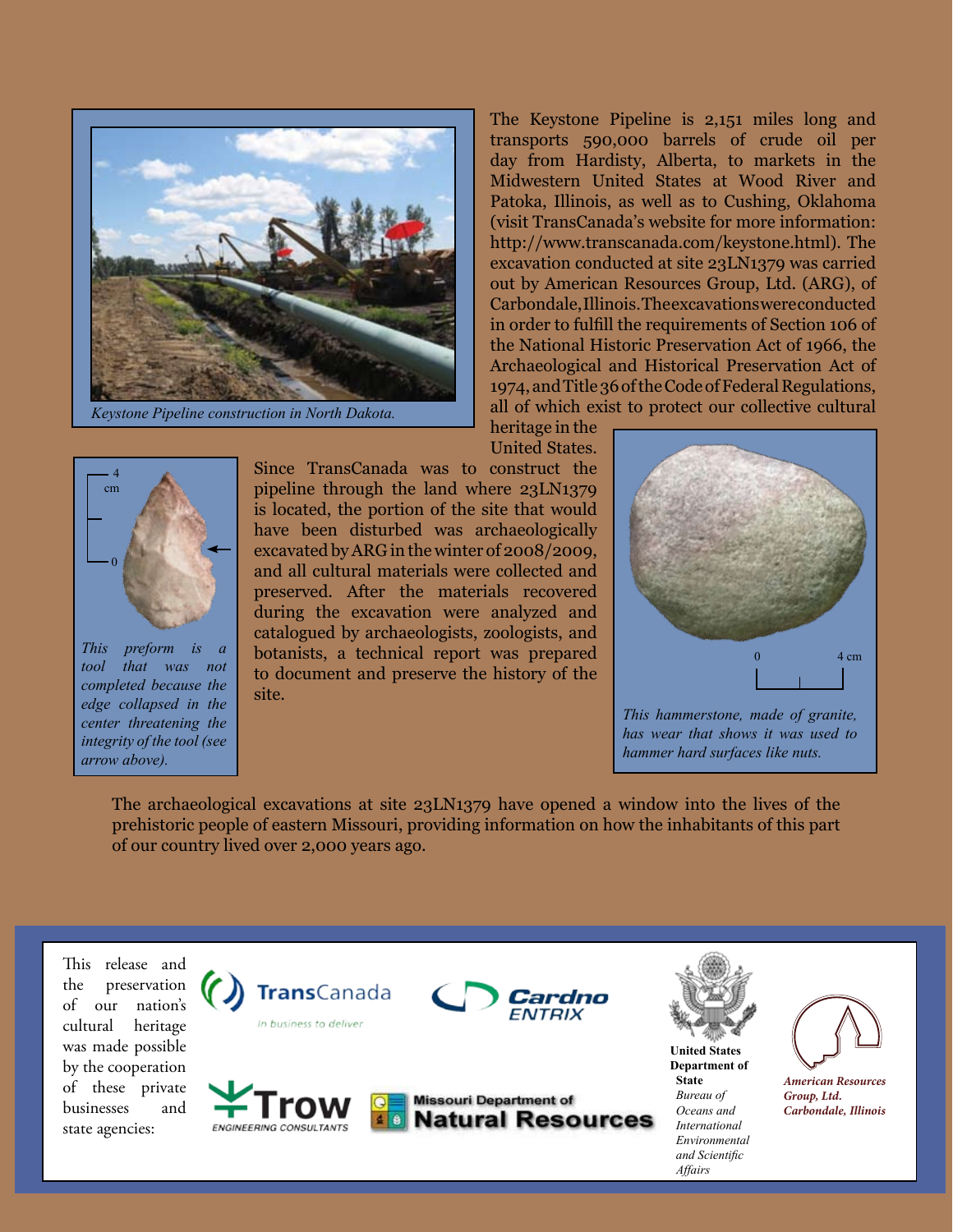*Keystone Pipeline construction in North Dakota.*

The Keystone Pipeline is 2,151 miles long and transports 590,000 barrels of crude oil per day from Hardisty, Alberta, to markets in the Midwestern United States at Wood River and Patoka, Illinois, as well as to Cushing, Oklahoma (visit TransCanada's website for more information: http://www.transcanada.com/keystone.html). The excavation conducted at site 23LN1379 was carried out by American Resources Group, Ltd. (ARG), of Carbondale, Illinois. The excavations were conducted in order to fulfill the requirements of Section 106 of the National Historic Preservation Act of 1966, the Archaeological and Historical Preservation Act of 1974, and Title 36 of the Code of Federal Regulations, all of which exist to protect our collective cultural heritage in the United States.

Since TransCanada was to construct the pipeline through the land where 23LN1379 is located, the portion of the site that would have been disturbed was archaeologically excavated by ARG in the winter of 2008/2009, and all cultural materials were collected and preserved. After the materials recovered during the excavation were analyzed and catalogued by archaeologists, zoologists, and botanists, a technical report was prepared to document and preserve the history of the site.

4 cm

0

*This preform is a tool that was not completed because the edge collapsed in the center threatening the integrity of the tool (see arrow above).*

0 4 cm

*This hammerstone, made of granite, has wear that shows it was used to hammer hard surfaces like nuts.*

The archaeological excavations at site 23LN1379 have opened a window into the lives of the prehistoric people of eastern Missouri, providing information on how the inhabitants of this part of our country lived over 2,000 years ago.

This release and the preservation of our nation's cultural heritage was made possible by the cooperation of these private businesses and state agencies:

TransCanada
*In business to deliver*

Cardno ENTRIX

Trow
ENGINEERING CONSULTANTS

Missouri Department of Natural Resources

**United States Department of State**
*Bureau of Oceans and International Environmental and Scientific Affairs*

***American Resources Group, Ltd. Carbondale, Illinois***